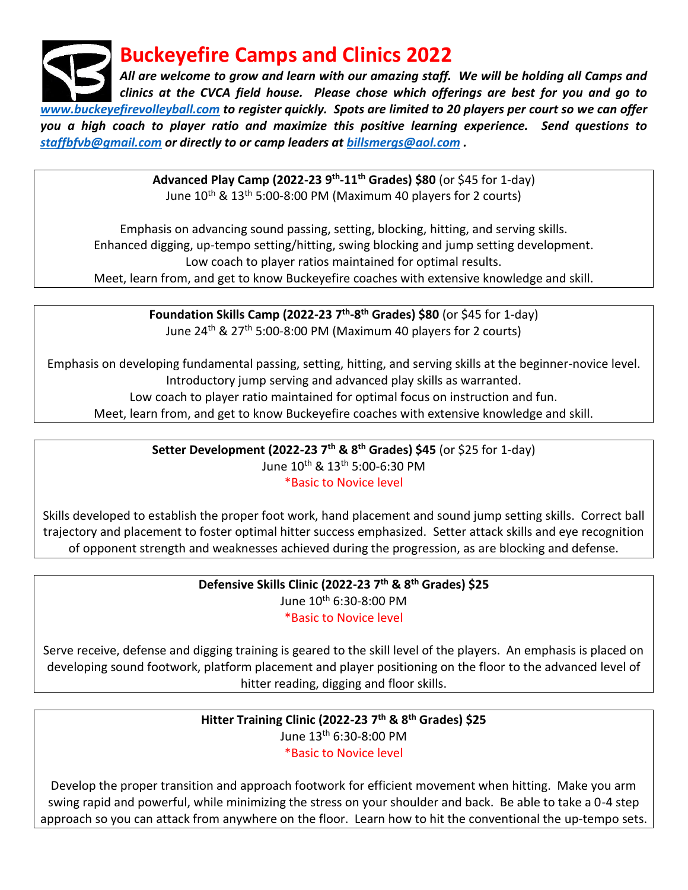# Buckeyefire Camps and Clinics 2022

***All are welcome to grow and learn with our amazing staff. We will be holding all Camps and clinics at the CVCA field house. Please chose which offerings are best for you and go to www.buckeyefirevolleyball.com to register quickly. Spots are limited to 20 players per court so we can offer you a high coach to player ratio and maximize this positive learning experience. Send questions to staffbfvb@gmail.com or directly to or camp leaders at billsmergs@aol.com .***

---

**Advanced Play Camp (2022-23 9th-11th Grades) $80** (or $45 for 1-day)
June 10th & 13th 5:00-8:00 PM (Maximum 40 players for 2 courts)

Emphasis on advancing sound passing, setting, blocking, hitting, and serving skills.
Enhanced digging, up-tempo setting/hitting, swing blocking and jump setting development.
Low coach to player ratios maintained for optimal results.
Meet, learn from, and get to know Buckeyefire coaches with extensive knowledge and skill.

---

**Foundation Skills Camp (2022-23 7th-8th Grades) $80** (or $45 for 1-day)
June 24th & 27th 5:00-8:00 PM (Maximum 40 players for 2 courts)

Emphasis on developing fundamental passing, setting, hitting, and serving skills at the beginner-novice level.
Introductory jump serving and advanced play skills as warranted.
Low coach to player ratio maintained for optimal focus on instruction and fun.
Meet, learn from, and get to know Buckeyefire coaches with extensive knowledge and skill.

---

**Setter Development (2022-23 7th & 8th Grades) $45** (or $25 for 1-day)
June 10th & 13th 5:00-6:30 PM
*Basic to Novice level

Skills developed to establish the proper foot work, hand placement and sound jump setting skills. Correct ball trajectory and placement to foster optimal hitter success emphasized. Setter attack skills and eye recognition of opponent strength and weaknesses achieved during the progression, as are blocking and defense.

---

**Defensive Skills Clinic (2022-23 7th & 8th Grades) $25**
June 10th 6:30-8:00 PM
*Basic to Novice level

Serve receive, defense and digging training is geared to the skill level of the players. An emphasis is placed on developing sound footwork, platform placement and player positioning on the floor to the advanced level of hitter reading, digging and floor skills.

---

**Hitter Training Clinic (2022-23 7th & 8th Grades) $25**
June 13th 6:30-8:00 PM
*Basic to Novice level

Develop the proper transition and approach footwork for efficient movement when hitting. Make you arm swing rapid and powerful, while minimizing the stress on your shoulder and back. Be able to take a 0-4 step approach so you can attack from anywhere on the floor. Learn how to hit the conventional the up-tempo sets.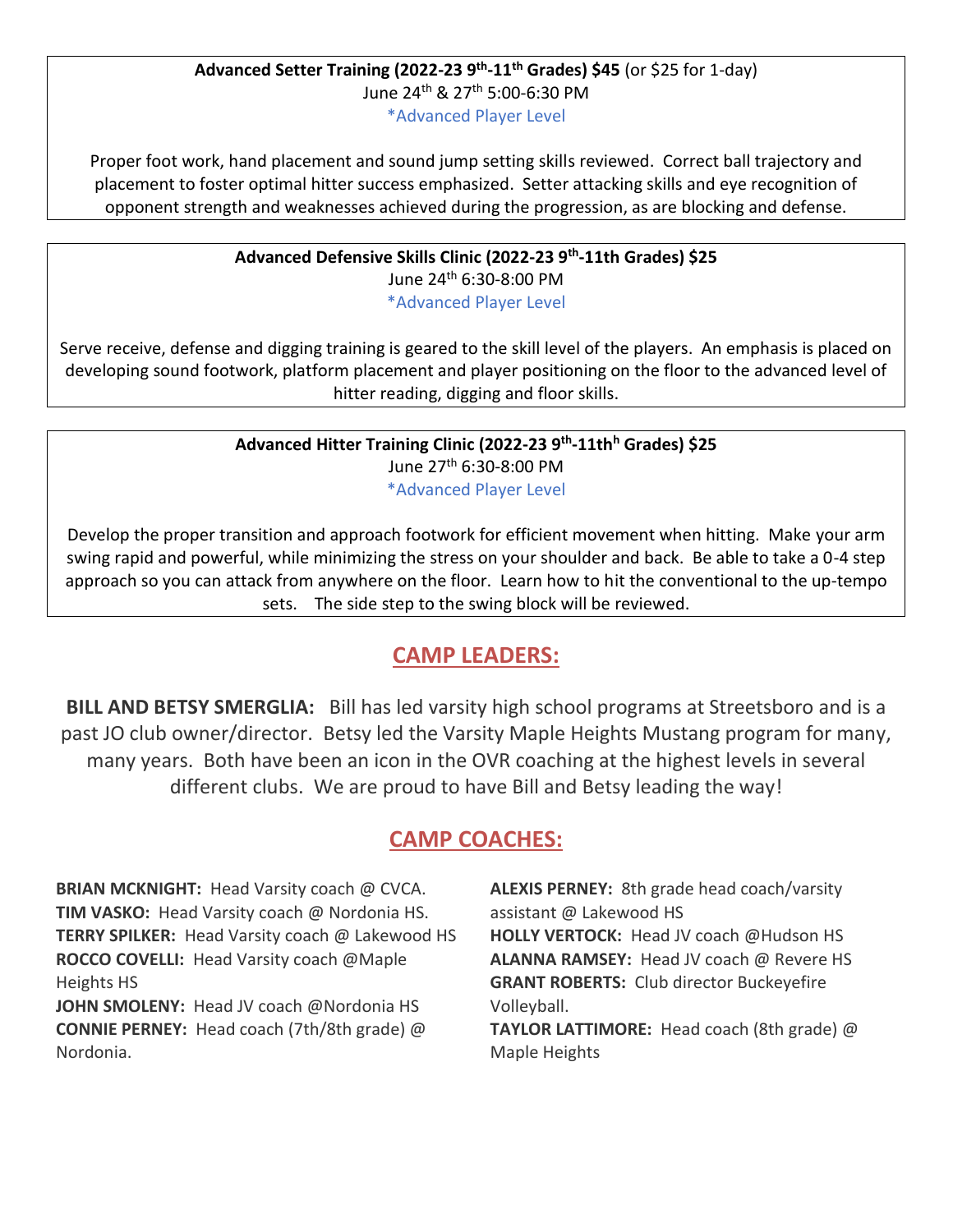**Advanced Setter Training (2022-23 9th-11th Grades) $45** (or $25 for 1-day)
June 24th & 27th 5:00-6:30 PM
*Advanced Player Level

Proper foot work, hand placement and sound jump setting skills reviewed. Correct ball trajectory and placement to foster optimal hitter success emphasized. Setter attacking skills and eye recognition of opponent strength and weaknesses achieved during the progression, as are blocking and defense.

**Advanced Defensive Skills Clinic (2022-23 9th-11th Grades) $25**
June 24th 6:30-8:00 PM
*Advanced Player Level

Serve receive, defense and digging training is geared to the skill level of the players. An emphasis is placed on developing sound footwork, platform placement and player positioning on the floor to the advanced level of hitter reading, digging and floor skills.

**Advanced Hitter Training Clinic (2022-23 9th-11thh Grades) $25**
June 27th 6:30-8:00 PM
*Advanced Player Level

Develop the proper transition and approach footwork for efficient movement when hitting. Make your arm swing rapid and powerful, while minimizing the stress on your shoulder and back. Be able to take a 0-4 step approach so you can attack from anywhere on the floor. Learn how to hit the conventional to the up-tempo sets. The side step to the swing block will be reviewed.

## CAMP LEADERS:

**BILL AND BETSY SMERGLIA:** Bill has led varsity high school programs at Streetsboro and is a past JO club owner/director. Betsy led the Varsity Maple Heights Mustang program for many, many years. Both have been an icon in the OVR coaching at the highest levels in several different clubs. We are proud to have Bill and Betsy leading the way!

## CAMP COACHES:

**BRIAN MCKNIGHT:** Head Varsity coach @ CVCA.
**TIM VASKO:** Head Varsity coach @ Nordonia HS.
**TERRY SPILKER:** Head Varsity coach @ Lakewood HS
**ROCCO COVELLI:** Head Varsity coach @Maple Heights HS
**JOHN SMOLENY:** Head JV coach @Nordonia HS
**CONNIE PERNEY:** Head coach (7th/8th grade) @ Nordonia.
**ALEXIS PERNEY:** 8th grade head coach/varsity assistant @ Lakewood HS
**HOLLY VERTOCK:** Head JV coach @Hudson HS
**ALANNA RAMSEY:** Head JV coach @ Revere HS
**GRANT ROBERTS:** Club director Buckeyefire Volleyball.
**TAYLOR LATTIMORE:** Head coach (8th grade) @ Maple Heights